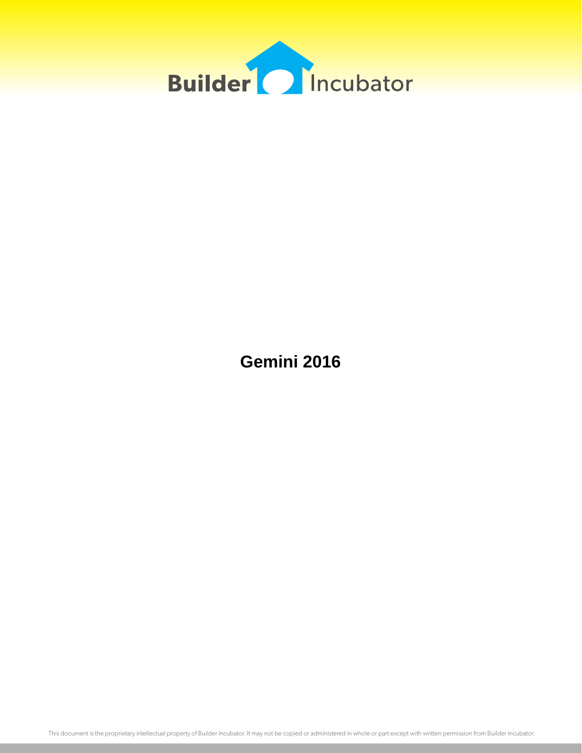Builder Incubator

# Gemini 2016

This document is the proprietary intellectual property of Builder Incubator. It may not be copied or administered in whole or part except with written permission from Builder Incubator.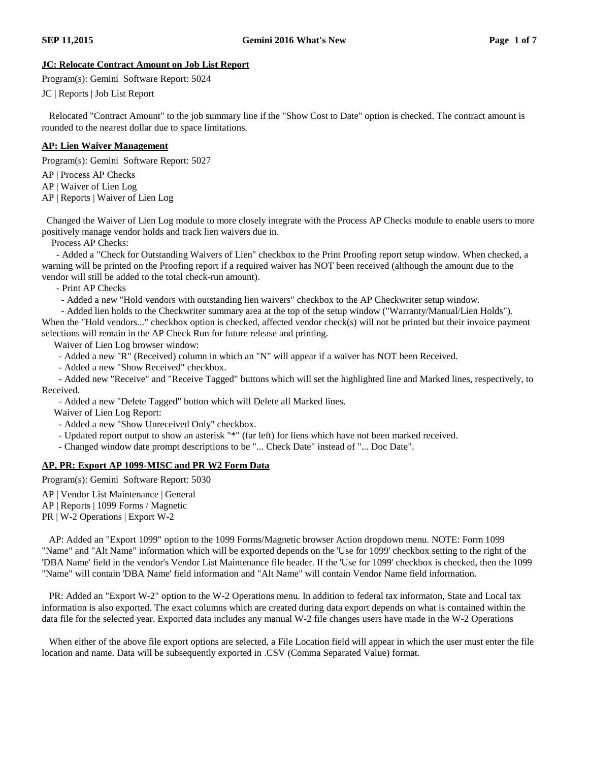## JC: Relocate Contract Amount on Job List Report

Program(s): Gemini Software Report: 5024

JC | Reports | Job List Report

Relocated "Contract Amount" to the job summary line if the "Show Cost to Date" option is checked. The contract amount is rounded to the nearest dollar due to space limitations.

## AP: Lien Waiver Management

Program(s): Gemini Software Report: 5027

AP | Process AP Checks
AP | Waiver of Lien Log
AP | Reports | Waiver of Lien Log

Changed the Waiver of Lien Log module to more closely integrate with the Process AP Checks module to enable users to more positively manage vendor holds and track lien waivers due in.

Process AP Checks:

- Added a "Check for Outstanding Waivers of Lien" checkbox to the Print Proofing report setup window. When checked, a warning will be printed on the Proofing report if a required waiver has NOT been received (although the amount due to the vendor will still be added to the total check-run amount).

- Print AP Checks
  - Added a new "Hold vendors with outstanding lien waivers" checkbox to the AP Checkwriter setup window.
  - Added lien holds to the Checkwriter summary area at the top of the setup window ("Warranty/Manual/Lien Holds"). When the "Hold vendors..." checkbox option is checked, affected vendor check(s) will not be printed but their invoice payment selections will remain in the AP Check Run for future release and printing.

Waiver of Lien Log browser window:

- Added a new "R" (Received) column in which an "N" will appear if a waiver has NOT been Received.
- Added a new "Show Received" checkbox.
- Added new "Receive" and "Receive Tagged" buttons which will set the highlighted line and Marked lines, respectively, to Received.
- Added a new "Delete Tagged" button which will Delete all Marked lines.

Waiver of Lien Log Report:

- Added a new "Show Unreceived Only" checkbox.
- Updated report output to show an asterisk "*" (far left) for liens which have not been marked received.
- Changed window date prompt descriptions to be "... Check Date" instead of "... Doc Date".

## AP, PR: Export AP 1099-MISC and PR W2 Form Data

Program(s): Gemini Software Report: 5030

AP | Vendor List Maintenance | General
AP | Reports | 1099 Forms / Magnetic
PR | W-2 Operations | Export W-2

AP: Added an "Export 1099" option to the 1099 Forms/Magnetic browser Action dropdown menu. NOTE: Form 1099 "Name" and "Alt Name" information which will be exported depends on the 'Use for 1099' checkbox setting to the right of the 'DBA Name' field in the vendor's Vendor List Maintenance file header. If the 'Use for 1099' checkbox is checked, then the 1099 "Name" will contain 'DBA Name' field information and "Alt Name" will contain Vendor Name field information.

PR: Added an "Export W-2" option to the W-2 Operations menu. In addition to federal tax informaton, State and Local tax information is also exported. The exact columns which are created during data export depends on what is contained within the data file for the selected year. Exported data includes any manual W-2 file changes users have made in the W-2 Operations

When either of the above file export options are selected, a File Location field will appear in which the user must enter the file location and name. Data will be subsequently exported in .CSV (Comma Separated Value) format.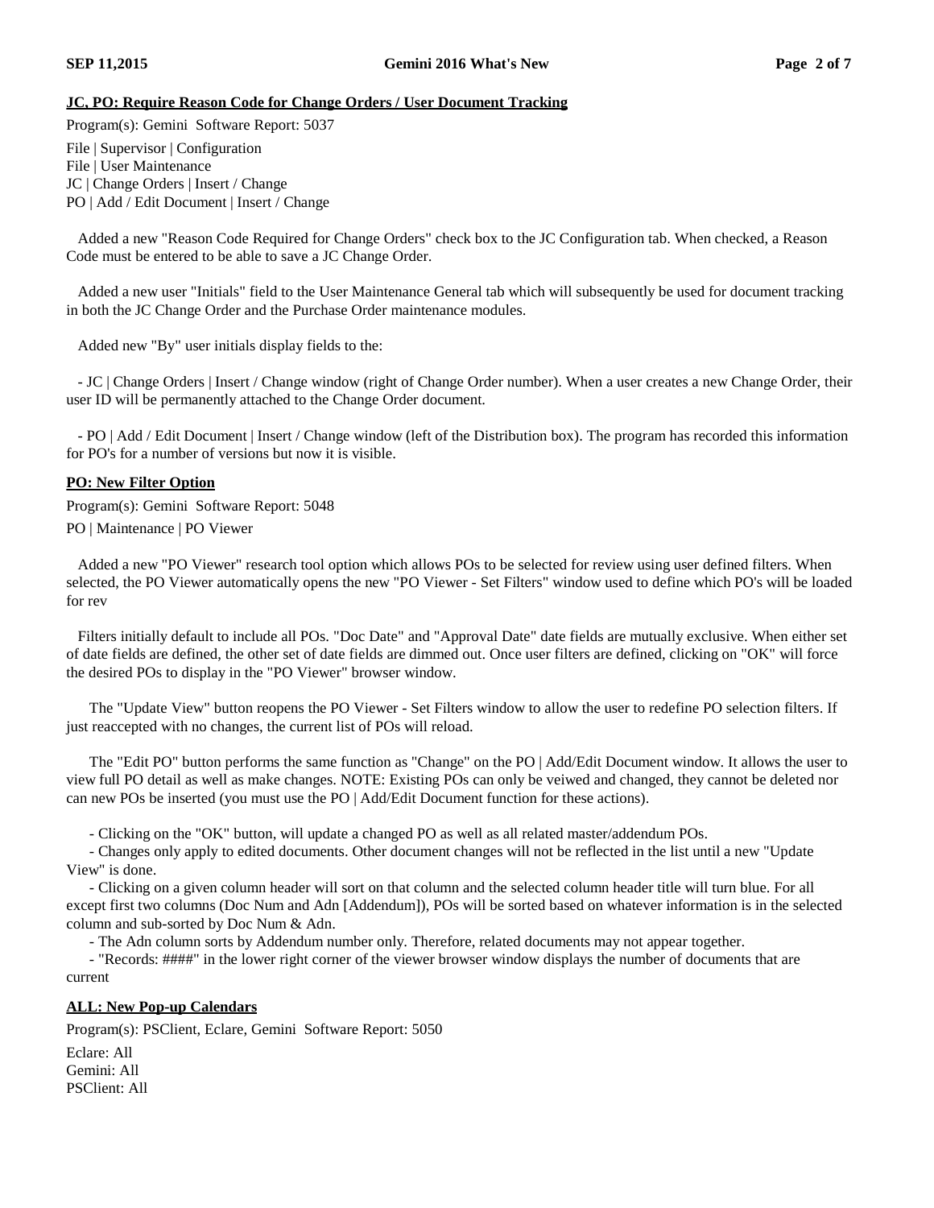## JC, PO: Require Reason Code for Change Orders / User Document Tracking

Program(s): Gemini Software Report: 5037

File | Supervisor | Configuration
File | User Maintenance
JC | Change Orders | Insert / Change
PO | Add / Edit Document | Insert / Change

Added a new "Reason Code Required for Change Orders" check box to the JC Configuration tab. When checked, a Reason Code must be entered to be able to save a JC Change Order.

Added a new user "Initials" field to the User Maintenance General tab which will subsequently be used for document tracking in both the JC Change Order and the Purchase Order maintenance modules.

Added new "By" user initials display fields to the:

- JC | Change Orders | Insert / Change window (right of Change Order number). When a user creates a new Change Order, their user ID will be permanently attached to the Change Order document.

- PO | Add / Edit Document | Insert / Change window (left of the Distribution box). The program has recorded this information for PO's for a number of versions but now it is visible.

## PO: New Filter Option

Program(s): Gemini Software Report: 5048

PO | Maintenance | PO Viewer

Added a new "PO Viewer" research tool option which allows POs to be selected for review using user defined filters. When selected, the PO Viewer automatically opens the new "PO Viewer - Set Filters" window used to define which PO's will be loaded for rev

Filters initially default to include all POs. "Doc Date" and "Approval Date" date fields are mutually exclusive. When either set of date fields are defined, the other set of date fields are dimmed out. Once user filters are defined, clicking on "OK" will force the desired POs to display in the "PO Viewer" browser window.

The "Update View" button reopens the PO Viewer - Set Filters window to allow the user to redefine PO selection filters. If just reaccepted with no changes, the current list of POs will reload.

The "Edit PO" button performs the same function as "Change" on the PO | Add/Edit Document window. It allows the user to view full PO detail as well as make changes. NOTE: Existing POs can only be veiwed and changed, they cannot be deleted nor can new POs be inserted (you must use the PO | Add/Edit Document function for these actions).

- Clicking on the "OK" button, will update a changed PO as well as all related master/addendum POs.
- Changes only apply to edited documents. Other document changes will not be reflected in the list until a new "Update View" is done.
- Clicking on a given column header will sort on that column and the selected column header title will turn blue. For all except first two columns (Doc Num and Adn [Addendum]), POs will be sorted based on whatever information is in the selected column and sub-sorted by Doc Num & Adn.
- The Adn column sorts by Addendum number only. Therefore, related documents may not appear together.
- "Records: ####" in the lower right corner of the viewer browser window displays the number of documents that are current

## ALL: New Pop-up Calendars

Program(s): PSClient, Eclare, Gemini Software Report: 5050

Eclare: All
Gemini: All
PSClient: All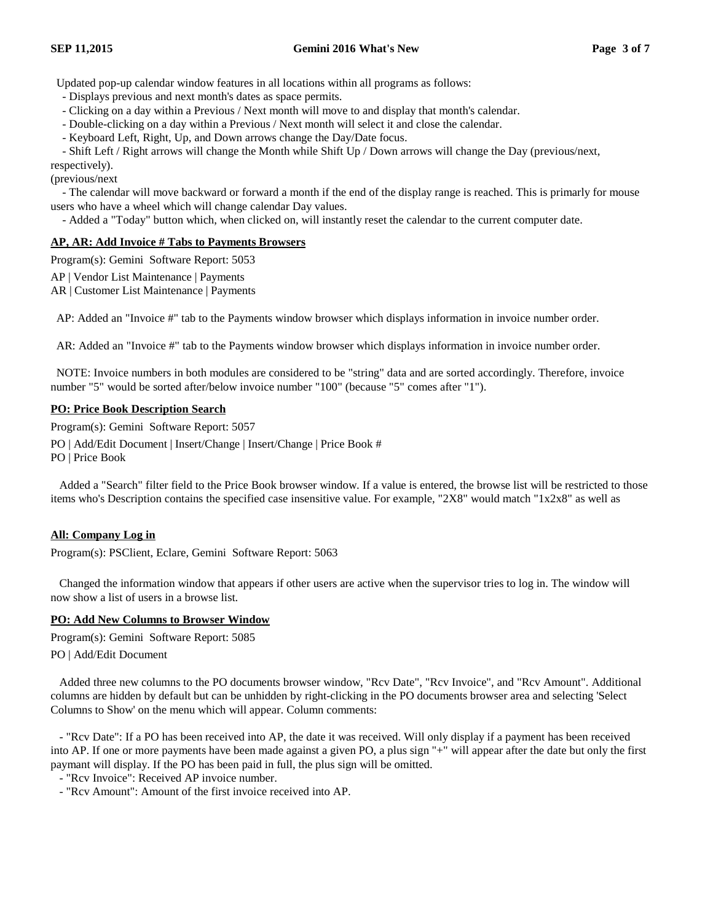Updated pop-up calendar window features in all locations within all programs as follows:

- Displays previous and next month's dates as space permits.
- Clicking on a day within a Previous / Next month will move to and display that month's calendar.
- Double-clicking on a day within a Previous / Next month will select it and close the calendar.
- Keyboard Left, Right, Up, and Down arrows change the Day/Date focus.
- Shift Left / Right arrows will change the Month while Shift Up / Down arrows will change the Day (previous/next, respectively).

(previous/next

- The calendar will move backward or forward a month if the end of the display range is reached. This is primarily for mouse users who have a wheel which will change calendar Day values.
- Added a "Today" button which, when clicked on, will instantly reset the calendar to the current computer date.

## AP, AR: Add Invoice # Tabs to Payments Browsers

Program(s): Gemini  Software Report: 5053

AP | Vendor List Maintenance | Payments
AR | Customer List Maintenance | Payments

AP: Added an "Invoice #" tab to the Payments window browser which displays information in invoice number order.

AR: Added an "Invoice #" tab to the Payments window browser which displays information in invoice number order.

NOTE: Invoice numbers in both modules are considered to be "string" data and are sorted accordingly. Therefore, invoice number "5" would be sorted after/below invoice number "100" (because "5" comes after "1").

## PO: Price Book Description Search

Program(s): Gemini  Software Report: 5057

PO | Add/Edit Document | Insert/Change | Insert/Change | Price Book #
PO | Price Book

Added a "Search" filter field to the Price Book browser window. If a value is entered, the browse list will be restricted to those items who's Description contains the specified case insensitive value. For example, "2X8" would match "1x2x8" as well as

## All: Company Log in

Program(s): PSClient, Eclare, Gemini  Software Report: 5063

Changed the information window that appears if other users are active when the supervisor tries to log in. The window will now show a list of users in a browse list.

## PO: Add New Columns to Browser Window

Program(s): Gemini  Software Report: 5085

PO | Add/Edit Document

Added three new columns to the PO documents browser window, "Rcv Date", "Rcv Invoice", and "Rcv Amount". Additional columns are hidden by default but can be unhidden by right-clicking in the PO documents browser area and selecting 'Select Columns to Show' on the menu which will appear. Column comments:

- "Rcv Date": If a PO has been received into AP, the date it was received. Will only display if a payment has been received into AP. If one or more payments have been made against a given PO, a plus sign "+" will appear after the date but only the first paymant will display. If the PO has been paid in full, the plus sign will be omitted.
- "Rcv Invoice": Received AP invoice number.
- "Rcv Amount": Amount of the first invoice received into AP.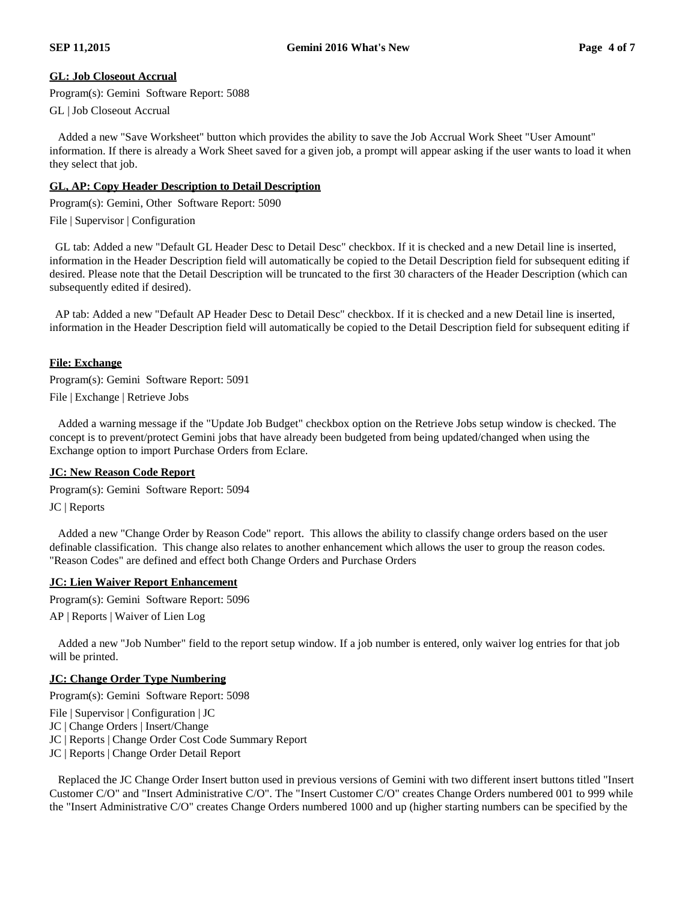**GL: Job Closeout Accrual**

Program(s): Gemini  Software Report: 5088

GL | Job Closeout Accrual

Added a new "Save Worksheet" button which provides the ability to save the Job Accrual Work Sheet "User Amount" information. If there is already a Work Sheet saved for a given job, a prompt will appear asking if the user wants to load it when they select that job.

**GL, AP: Copy Header Description to Detail Description**

Program(s): Gemini, Other  Software Report: 5090

File | Supervisor | Configuration

GL tab: Added a new "Default GL Header Desc to Detail Desc" checkbox. If it is checked and a new Detail line is inserted, information in the Header Description field will automatically be copied to the Detail Description field for subsequent editing if desired. Please note that the Detail Description will be truncated to the first 30 characters of the Header Description (which can subsequently edited if desired).

AP tab: Added a new "Default AP Header Desc to Detail Desc" checkbox. If it is checked and a new Detail line is inserted, information in the Header Description field will automatically be copied to the Detail Description field for subsequent editing if

**File: Exchange**

Program(s): Gemini  Software Report: 5091

File | Exchange | Retrieve Jobs

Added a warning message if the "Update Job Budget" checkbox option on the Retrieve Jobs setup window is checked. The concept is to prevent/protect Gemini jobs that have already been budgeted from being updated/changed when using the Exchange option to import Purchase Orders from Eclare.

**JC: New Reason Code Report**

Program(s): Gemini  Software Report: 5094

JC | Reports

Added a new "Change Order by Reason Code" report.  This allows the ability to classify change orders based on the user definable classification.  This change also relates to another enhancement which allows the user to group the reason codes. "Reason Codes" are defined and effect both Change Orders and Purchase Orders

**JC: Lien Waiver Report Enhancement**

Program(s): Gemini  Software Report: 5096

AP | Reports | Waiver of Lien Log

Added a new "Job Number" field to the report setup window. If a job number is entered, only waiver log entries for that job will be printed.

**JC: Change Order Type Numbering**

Program(s): Gemini  Software Report: 5098

File | Supervisor | Configuration | JC
JC | Change Orders | Insert/Change
JC | Reports | Change Order Cost Code Summary Report
JC | Reports | Change Order Detail Report

Replaced the JC Change Order Insert button used in previous versions of Gemini with two different insert buttons titled "Insert Customer C/O" and "Insert Administrative C/O". The "Insert Customer C/O" creates Change Orders numbered 001 to 999 while the "Insert Administrative C/O" creates Change Orders numbered 1000 and up (higher starting numbers can be specified by the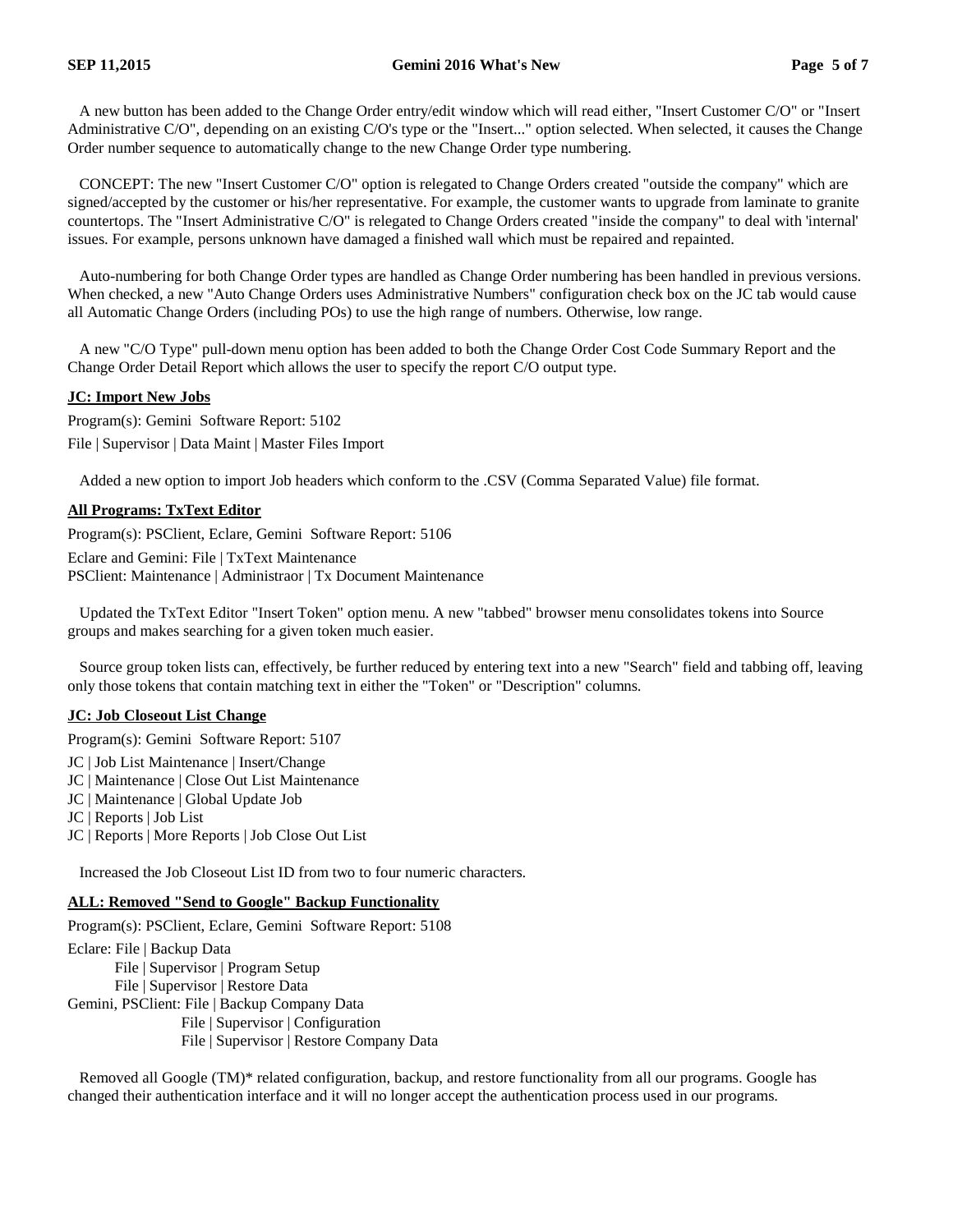A new button has been added to the Change Order entry/edit window which will read either, "Insert Customer C/O" or "Insert Administrative C/O", depending on an existing C/O's type or the "Insert..." option selected. When selected, it causes the Change Order number sequence to automatically change to the new Change Order type numbering.

CONCEPT: The new "Insert Customer C/O" option is relegated to Change Orders created "outside the company" which are signed/accepted by the customer or his/her representative. For example, the customer wants to upgrade from laminate to granite countertops. The "Insert Administrative C/O" is relegated to Change Orders created "inside the company" to deal with 'internal' issues. For example, persons unknown have damaged a finished wall which must be repaired and repainted.

Auto-numbering for both Change Order types are handled as Change Order numbering has been handled in previous versions. When checked, a new "Auto Change Orders uses Administrative Numbers" configuration check box on the JC tab would cause all Automatic Change Orders (including POs) to use the high range of numbers. Otherwise, low range.

A new "C/O Type" pull-down menu option has been added to both the Change Order Cost Code Summary Report and the Change Order Detail Report which allows the user to specify the report C/O output type.

**JC: Import New Jobs**

Program(s): Gemini  Software Report: 5102

File | Supervisor | Data Maint | Master Files Import

Added a new option to import Job headers which conform to the .CSV (Comma Separated Value) file format.

**All Programs: TxText Editor**

Program(s): PSClient, Eclare, Gemini  Software Report: 5106

Eclare and Gemini: File | TxText Maintenance
PSClient: Maintenance | Administraor | Tx Document Maintenance

Updated the TxText Editor "Insert Token" option menu. A new "tabbed" browser menu consolidates tokens into Source groups and makes searching for a given token much easier.

Source group token lists can, effectively, be further reduced by entering text into a new "Search" field and tabbing off, leaving only those tokens that contain matching text in either the "Token" or "Description" columns.

**JC: Job Closeout List Change**

Program(s): Gemini  Software Report: 5107

JC | Job List Maintenance | Insert/Change
JC | Maintenance | Close Out List Maintenance
JC | Maintenance | Global Update Job
JC | Reports | Job List
JC | Reports | More Reports | Job Close Out List

Increased the Job Closeout List ID from two to four numeric characters.

**ALL: Removed "Send to Google" Backup Functionality**

Program(s): PSClient, Eclare, Gemini  Software Report: 5108

Eclare: File | Backup Data
File | Supervisor | Program Setup
File | Supervisor | Restore Data
Gemini, PSClient: File | Backup Company Data
File | Supervisor | Configuration
File | Supervisor | Restore Company Data

Removed all Google (TM)* related configuration, backup, and restore functionality from all our programs. Google has changed their authentication interface and it will no longer accept the authentication process used in our programs.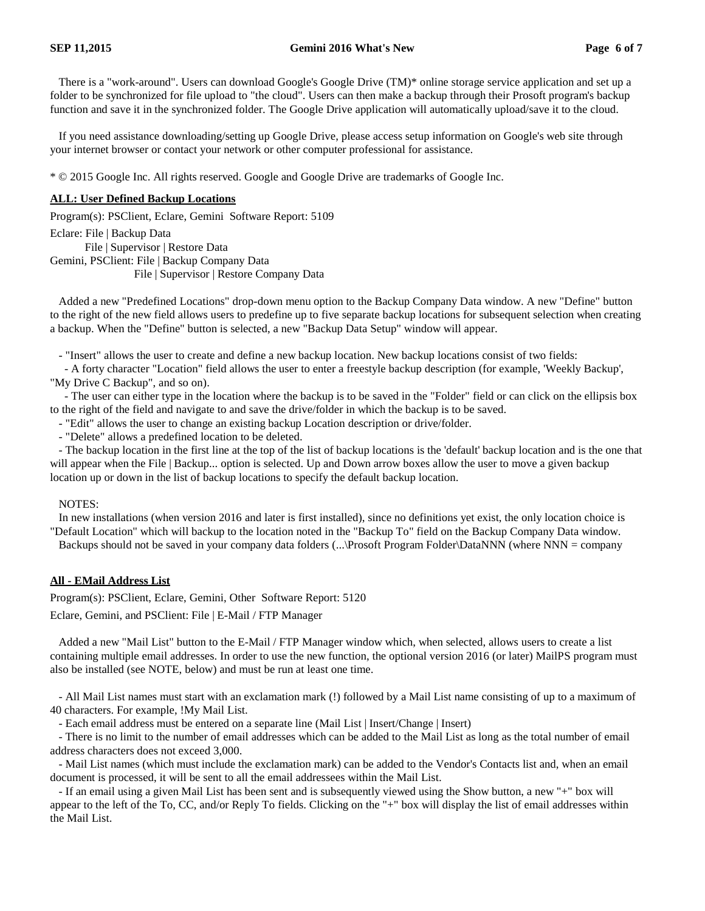There is a "work-around". Users can download Google's Google Drive (TM)* online storage service application and set up a folder to be synchronized for file upload to "the cloud". Users can then make a backup through their Prosoft program's backup function and save it in the synchronized folder. The Google Drive application will automatically upload/save it to the cloud.

If you need assistance downloading/setting up Google Drive, please access setup information on Google's web site through your internet browser or contact your network or other computer professional for assistance.

* © 2015 Google Inc. All rights reserved. Google and Google Drive are trademarks of Google Inc.

**ALL: User Defined Backup Locations**

Program(s): PSClient, Eclare, Gemini  Software Report: 5109

Eclare: File | Backup Data
File | Supervisor | Restore Data
Gemini, PSClient: File | Backup Company Data
File | Supervisor | Restore Company Data

Added a new "Predefined Locations" drop-down menu option to the Backup Company Data window. A new "Define" button to the right of the new field allows users to predefine up to five separate backup locations for subsequent selection when creating a backup. When the "Define" button is selected, a new "Backup Data Setup" window will appear.

- "Insert" allows the user to create and define a new backup location. New backup locations consist of two fields:
  - A forty character "Location" field allows the user to enter a freestyle backup description (for example, 'Weekly Backup', "My Drive C Backup", and so on).
  - The user can either type in the location where the backup is to be saved in the "Folder" field or can click on the ellipsis box to the right of the field and navigate to and save the drive/folder in which the backup is to be saved.
- "Edit" allows the user to change an existing backup Location description or drive/folder.
- "Delete" allows a predefined location to be deleted.
- The backup location in the first line at the top of the list of backup locations is the 'default' backup location and is the one that will appear when the File | Backup... option is selected. Up and Down arrow boxes allow the user to move a given backup location up or down in the list of backup locations to specify the default backup location.

NOTES:
In new installations (when version 2016 and later is first installed), since no definitions yet exist, the only location choice is "Default Location" which will backup to the location noted in the "Backup To" field on the Backup Company Data window.
Backups should not be saved in your company data folders (...\Prosoft Program Folder\DataNNN (where NNN = company

**All - EMail Address List**

Program(s): PSClient, Eclare, Gemini, Other  Software Report: 5120

Eclare, Gemini, and PSClient: File | E-Mail / FTP Manager

Added a new "Mail List" button to the E-Mail / FTP Manager window which, when selected, allows users to create a list containing multiple email addresses. In order to use the new function, the optional version 2016 (or later) MailPS program must also be installed (see NOTE, below) and must be run at least one time.

- All Mail List names must start with an exclamation mark (!) followed by a Mail List name consisting of up to a maximum of 40 characters. For example, !My Mail List.
- Each email address must be entered on a separate line (Mail List | Insert/Change | Insert)
- There is no limit to the number of email addresses which can be added to the Mail List as long as the total number of email address characters does not exceed 3,000.
- Mail List names (which must include the exclamation mark) can be added to the Vendor's Contacts list and, when an email document is processed, it will be sent to all the email addressees within the Mail List.
- If an email using a given Mail List has been sent and is subsequently viewed using the Show button, a new "+" box will appear to the left of the To, CC, and/or Reply To fields. Clicking on the "+" box will display the list of email addresses within the Mail List.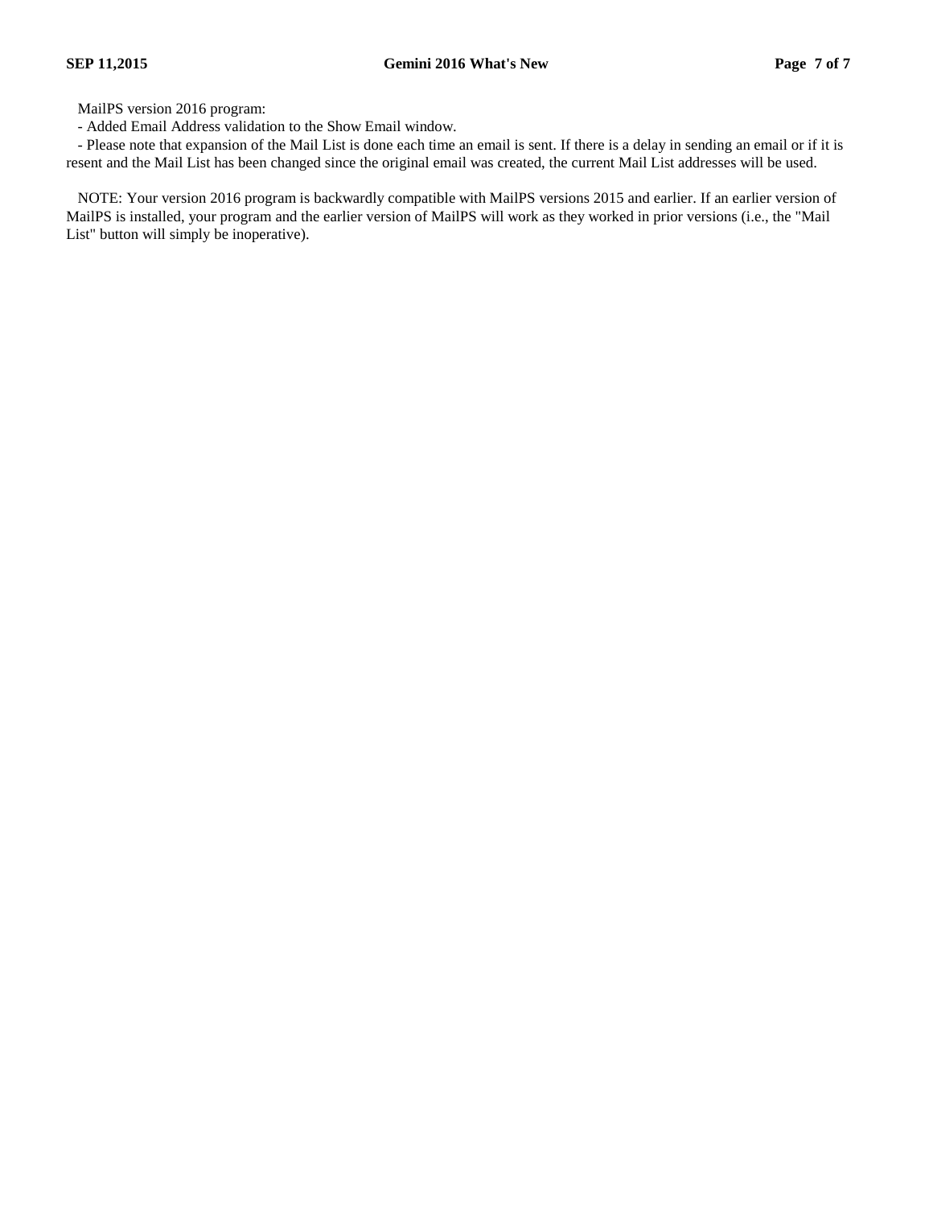MailPS version 2016 program:

- Added Email Address validation to the Show Email window.
- Please note that expansion of the Mail List is done each time an email is sent. If there is a delay in sending an email or if it is resent and the Mail List has been changed since the original email was created, the current Mail List addresses will be used.

NOTE: Your version 2016 program is backwardly compatible with MailPS versions 2015 and earlier. If an earlier version of MailPS is installed, your program and the earlier version of MailPS will work as they worked in prior versions (i.e., the "Mail List" button will simply be inoperative).